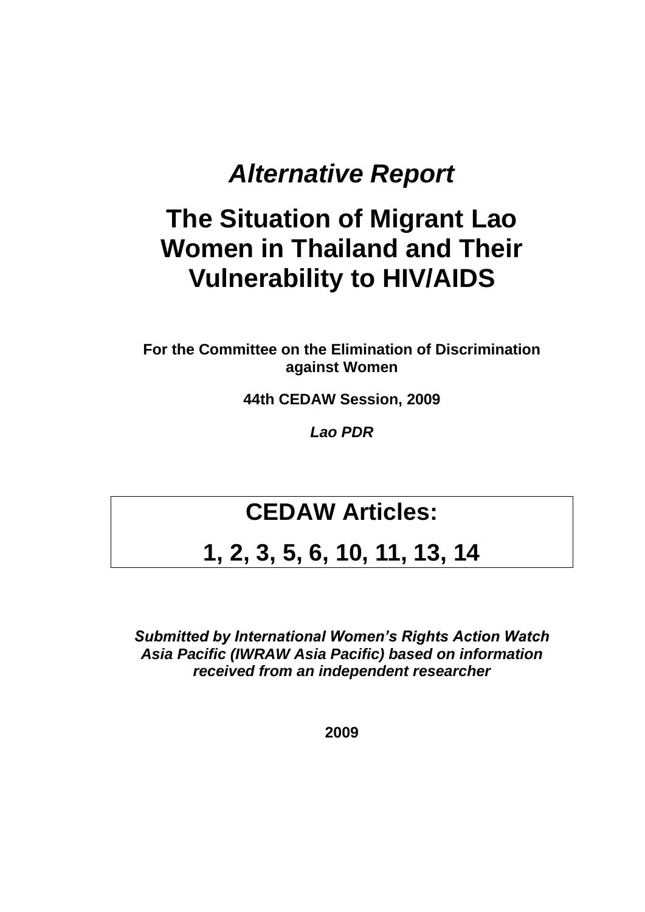*Alternative Report*

# The Situation of Migrant Lao Women in Thailand and Their Vulnerability to HIV/AIDS

**For the Committee on the Elimination of Discrimination against Women**

**44th CEDAW Session, 2009**

***Lao PDR***

| CEDAW Articles: |
|---|
| 1, 2, 3, 5, 6, 10, 11, 13, 14 |

***Submitted by International Women's Rights Action Watch Asia Pacific (IWRAW Asia Pacific) based on information received from an independent researcher***

**2009**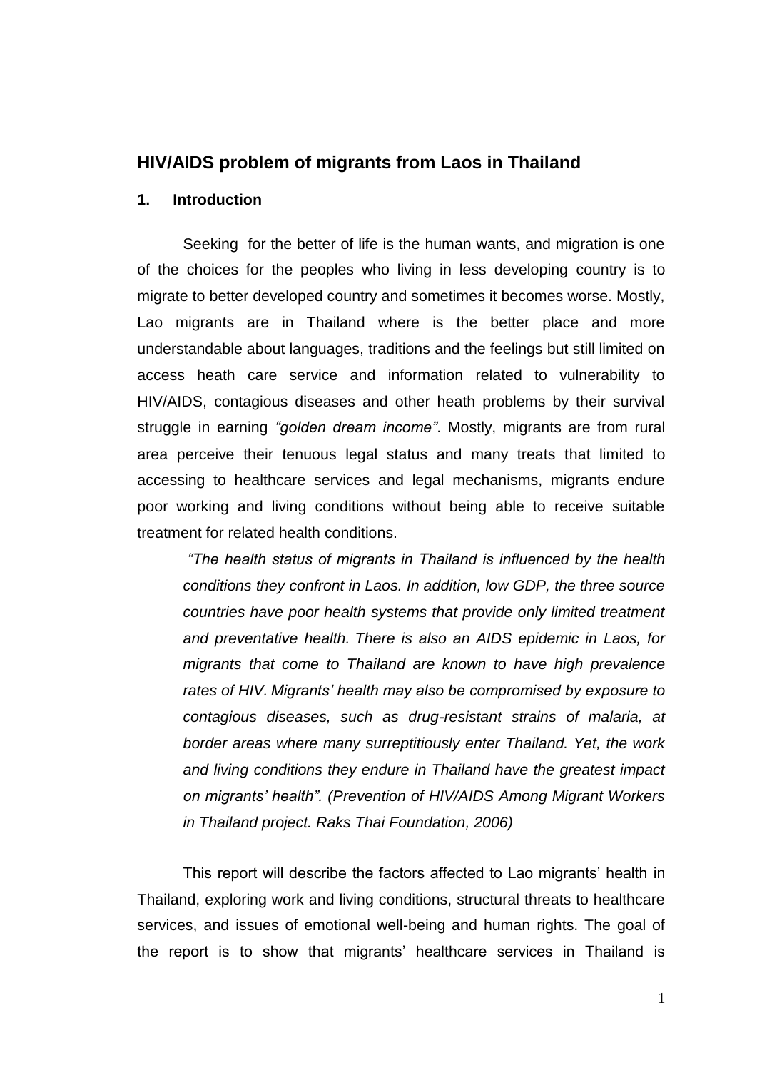## HIV/AIDS problem of migrants from Laos in Thailand

### 1. Introduction

Seeking for the better of life is the human wants, and migration is one of the choices for the peoples who living in less developing country is to migrate to better developed country and sometimes it becomes worse. Mostly, Lao migrants are in Thailand where is the better place and more understandable about languages, traditions and the feelings but still limited on access heath care service and information related to vulnerability to HIV/AIDS, contagious diseases and other heath problems by their survival struggle in earning *"golden dream income"*. Mostly, migrants are from rural area perceive their tenuous legal status and many treats that limited to accessing to healthcare services and legal mechanisms, migrants endure poor working and living conditions without being able to receive suitable treatment for related health conditions.

> *"The health status of migrants in Thailand is influenced by the health conditions they confront in Laos. In addition, low GDP, the three source countries have poor health systems that provide only limited treatment and preventative health. There is also an AIDS epidemic in Laos, for migrants that come to Thailand are known to have high prevalence rates of HIV. Migrants' health may also be compromised by exposure to contagious diseases, such as drug-resistant strains of malaria, at border areas where many surreptitiously enter Thailand. Yet, the work and living conditions they endure in Thailand have the greatest impact on migrants' health". (Prevention of HIV/AIDS Among Migrant Workers in Thailand project. Raks Thai Foundation, 2006)*

This report will describe the factors affected to Lao migrants' health in Thailand, exploring work and living conditions, structural threats to healthcare services, and issues of emotional well-being and human rights. The goal of the report is to show that migrants' healthcare services in Thailand is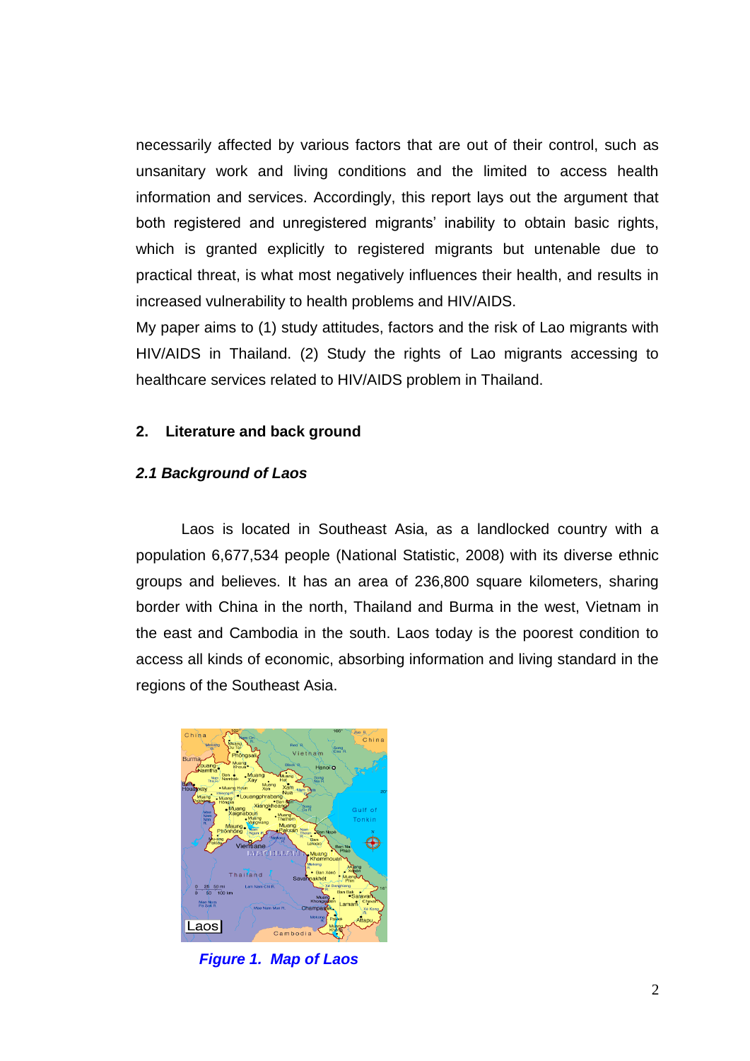necessarily affected by various factors that are out of their control, such as unsanitary work and living conditions and the limited to access health information and services. Accordingly, this report lays out the argument that both registered and unregistered migrants' inability to obtain basic rights, which is granted explicitly to registered migrants but untenable due to practical threat, is what most negatively influences their health, and results in increased vulnerability to health problems and HIV/AIDS.

My paper aims to (1) study attitudes, factors and the risk of Lao migrants with HIV/AIDS in Thailand. (2) Study the rights of Lao migrants accessing to healthcare services related to HIV/AIDS problem in Thailand.

## 2. Literature and back ground

### *2.1 Background of Laos*

Laos is located in Southeast Asia, as a landlocked country with a population 6,677,534 people (National Statistic, 2008) with its diverse ethnic groups and believes. It has an area of 236,800 square kilometers, sharing border with China in the north, Thailand and Burma in the west, Vietnam in the east and Cambodia in the south. Laos today is the poorest condition to access all kinds of economic, absorbing information and living standard in the regions of the Southeast Asia.

***Figure 1. Map of Laos***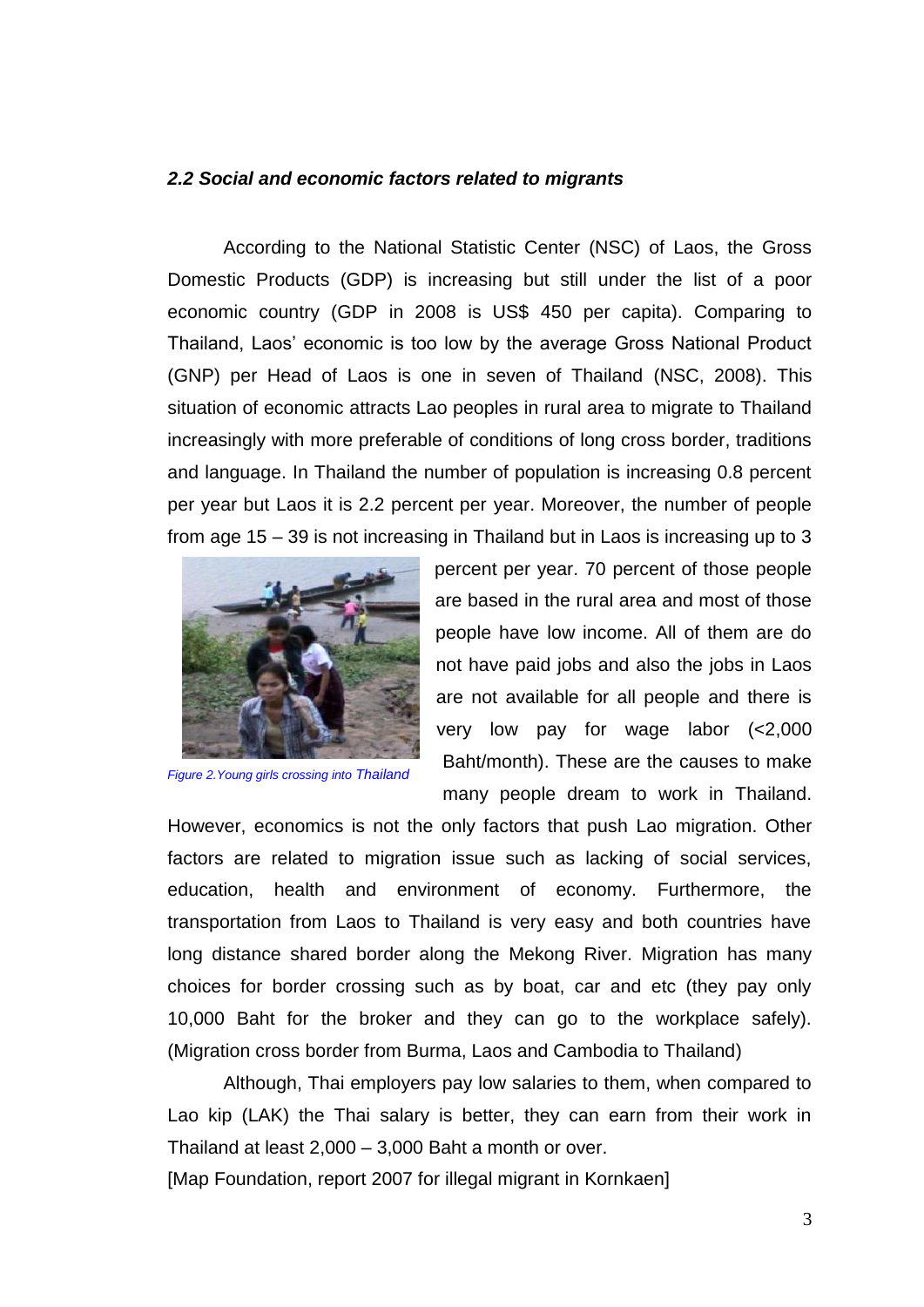*2.2 Social and economic factors related to migrants*

According to the National Statistic Center (NSC) of Laos, the Gross Domestic Products (GDP) is increasing but still under the list of a poor economic country (GDP in 2008 is US$ 450 per capita). Comparing to Thailand, Laos' economic is too low by the average Gross National Product (GNP) per Head of Laos is one in seven of Thailand (NSC, 2008). This situation of economic attracts Lao peoples in rural area to migrate to Thailand increasingly with more preferable of conditions of long cross border, traditions and language. In Thailand the number of population is increasing 0.8 percent per year but Laos it is 2.2 percent per year. Moreover, the number of people from age 15 – 39 is not increasing in Thailand but in Laos is increasing up to 3 percent per year. 70 percent of those people are based in the rural area and most of those people have low income. All of them are do not have paid jobs and also the jobs in Laos are not available for all people and there is very low pay for wage labor (<2,000 Baht/month). These are the causes to make many people dream to work in Thailand. However, economics is not the only factors that push Lao migration. Other factors are related to migration issue such as lacking of social services, education, health and environment of economy. Furthermore, the transportation from Laos to Thailand is very easy and both countries have long distance shared border along the Mekong River. Migration has many choices for border crossing such as by boat, car and etc (they pay only 10,000 Baht for the broker and they can go to the workplace safely). (Migration cross border from Burma, Laos and Cambodia to Thailand)

*Figure 2.Young girls crossing into Thailand*

Although, Thai employers pay low salaries to them, when compared to Lao kip (LAK) the Thai salary is better, they can earn from their work in Thailand at least 2,000 – 3,000 Baht a month or over.

[Map Foundation, report 2007 for illegal migrant in Kornkaen]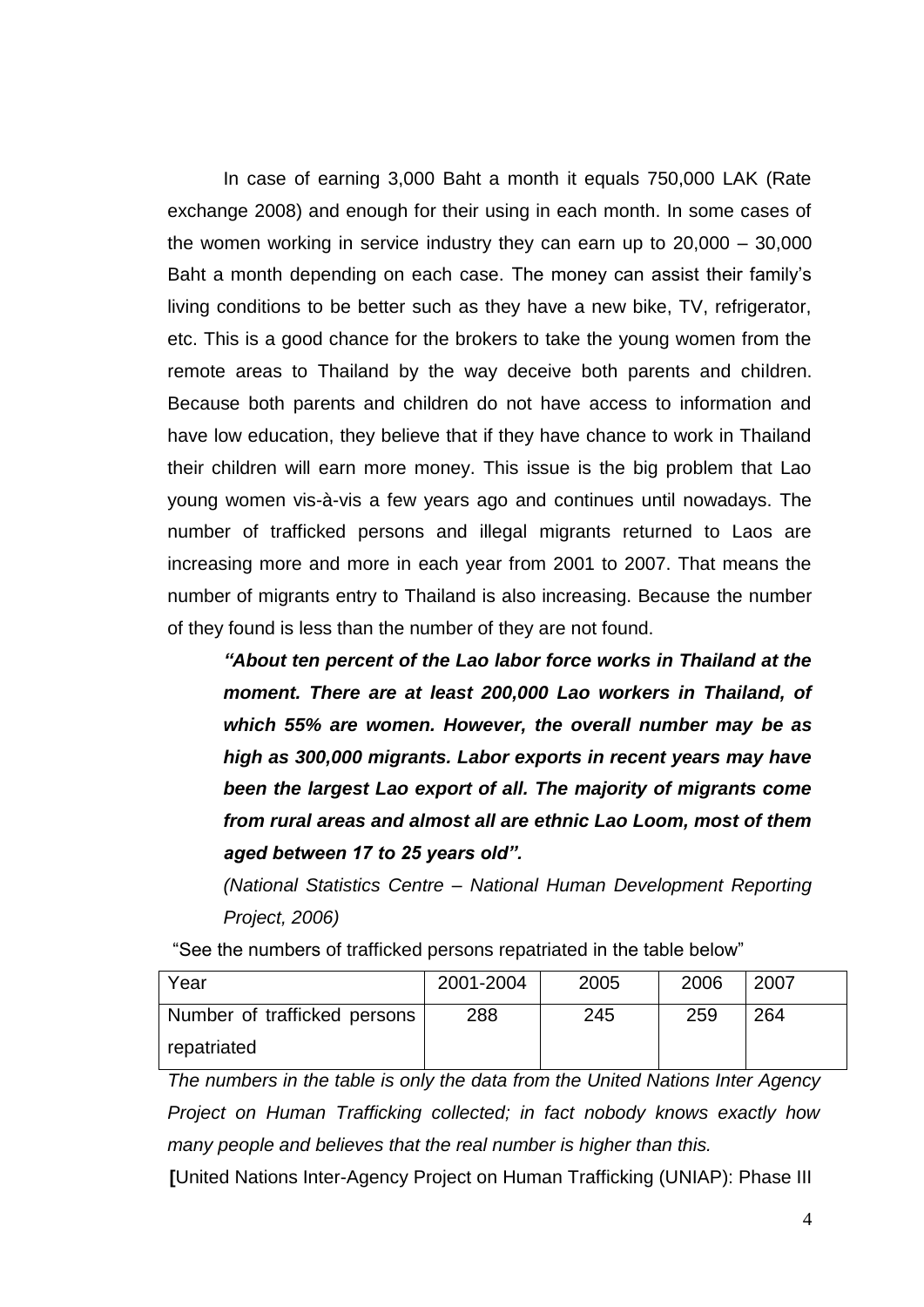In case of earning 3,000 Baht a month it equals 750,000 LAK (Rate exchange 2008) and enough for their using in each month. In some cases of the women working in service industry they can earn up to 20,000 – 30,000 Baht a month depending on each case. The money can assist their family's living conditions to be better such as they have a new bike, TV, refrigerator, etc. This is a good chance for the brokers to take the young women from the remote areas to Thailand by the way deceive both parents and children. Because both parents and children do not have access to information and have low education, they believe that if they have chance to work in Thailand their children will earn more money. This issue is the big problem that Lao young women vis-à-vis a few years ago and continues until nowadays. The number of trafficked persons and illegal migrants returned to Laos are increasing more and more in each year from 2001 to 2007. That means the number of migrants entry to Thailand is also increasing. Because the number of they found is less than the number of they are not found.

> ***"About ten percent of the Lao labor force works in Thailand at the moment. There are at least 200,000 Lao workers in Thailand, of which 55% are women. However, the overall number may be as high as 300,000 migrants. Labor exports in recent years may have been the largest Lao export of all. The majority of migrants come from rural areas and almost all are ethnic Lao Loom, most of them aged between 17 to 25 years old".***
>
> *(National Statistics Centre – National Human Development Reporting Project, 2006)*

"See the numbers of trafficked persons repatriated in the table below"

| Year | 2001-2004 | 2005 | 2006 | 2007 |
|---|---|---|---|---|
| Number of trafficked persons repatriated | 288 | 245 | 259 | 264 |

*The numbers in the table is only the data from the United Nations Inter Agency Project on Human Trafficking collected; in fact nobody knows exactly how many people and believes that the real number is higher than this.*

**[**United Nations Inter-Agency Project on Human Trafficking (UNIAP): Phase III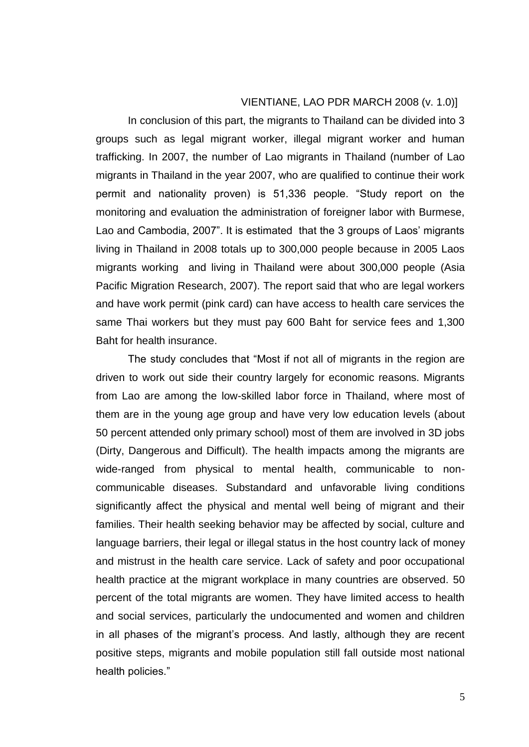VIENTIANE, LAO PDR MARCH 2008 (v. 1.0)]

In conclusion of this part, the migrants to Thailand can be divided into 3 groups such as legal migrant worker, illegal migrant worker and human trafficking. In 2007, the number of Lao migrants in Thailand (number of Lao migrants in Thailand in the year 2007, who are qualified to continue their work permit and nationality proven) is 51,336 people. "Study report on the monitoring and evaluation the administration of foreigner labor with Burmese, Lao and Cambodia, 2007". It is estimated that the 3 groups of Laos' migrants living in Thailand in 2008 totals up to 300,000 people because in 2005 Laos migrants working and living in Thailand were about 300,000 people (Asia Pacific Migration Research, 2007). The report said that who are legal workers and have work permit (pink card) can have access to health care services the same Thai workers but they must pay 600 Baht for service fees and 1,300 Baht for health insurance.

The study concludes that "Most if not all of migrants in the region are driven to work out side their country largely for economic reasons. Migrants from Lao are among the low-skilled labor force in Thailand, where most of them are in the young age group and have very low education levels (about 50 percent attended only primary school) most of them are involved in 3D jobs (Dirty, Dangerous and Difficult). The health impacts among the migrants are wide-ranged from physical to mental health, communicable to non-communicable diseases. Substandard and unfavorable living conditions significantly affect the physical and mental well being of migrant and their families. Their health seeking behavior may be affected by social, culture and language barriers, their legal or illegal status in the host country lack of money and mistrust in the health care service. Lack of safety and poor occupational health practice at the migrant workplace in many countries are observed. 50 percent of the total migrants are women. They have limited access to health and social services, particularly the undocumented and women and children in all phases of the migrant's process. And lastly, although they are recent positive steps, migrants and mobile population still fall outside most national health policies."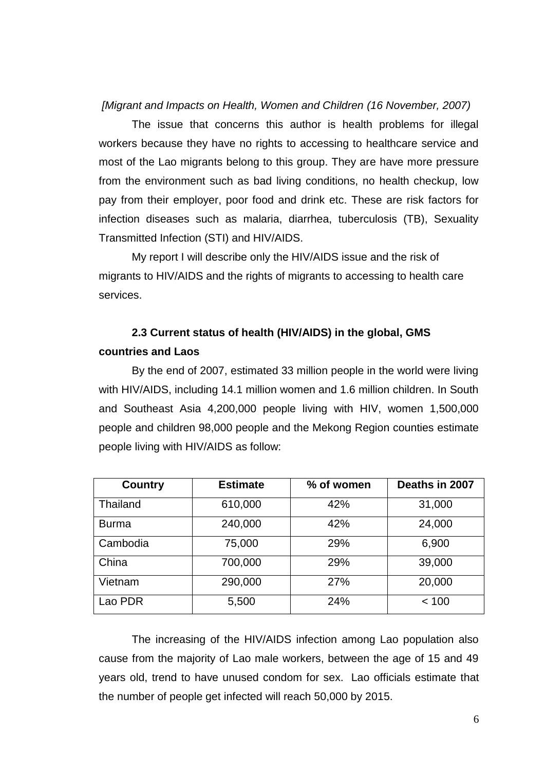*[Migrant and Impacts on Health, Women and Children (16 November, 2007)*

The issue that concerns this author is health problems for illegal workers because they have no rights to accessing to healthcare service and most of the Lao migrants belong to this group. They are have more pressure from the environment such as bad living conditions, no health checkup, low pay from their employer, poor food and drink etc. These are risk factors for infection diseases such as malaria, diarrhea, tuberculosis (TB), Sexuality Transmitted Infection (STI) and HIV/AIDS.

My report I will describe only the HIV/AIDS issue and the risk of migrants to HIV/AIDS and the rights of migrants to accessing to health care services.

### 2.3 Current status of health (HIV/AIDS) in the global, GMS countries and Laos

By the end of 2007, estimated 33 million people in the world were living with HIV/AIDS, including 14.1 million women and 1.6 million children. In South and Southeast Asia 4,200,000 people living with HIV, women 1,500,000 people and children 98,000 people and the Mekong Region counties estimate people living with HIV/AIDS as follow:

| Country | Estimate | % of women | Deaths in 2007 |
|---|---|---|---|
| Thailand | 610,000 | 42% | 31,000 |
| Burma | 240,000 | 42% | 24,000 |
| Cambodia | 75,000 | 29% | 6,900 |
| China | 700,000 | 29% | 39,000 |
| Vietnam | 290,000 | 27% | 20,000 |
| Lao PDR | 5,500 | 24% | < 100 |

The increasing of the HIV/AIDS infection among Lao population also cause from the majority of Lao male workers, between the age of 15 and 49 years old, trend to have unused condom for sex. Lao officials estimate that the number of people get infected will reach 50,000 by 2015.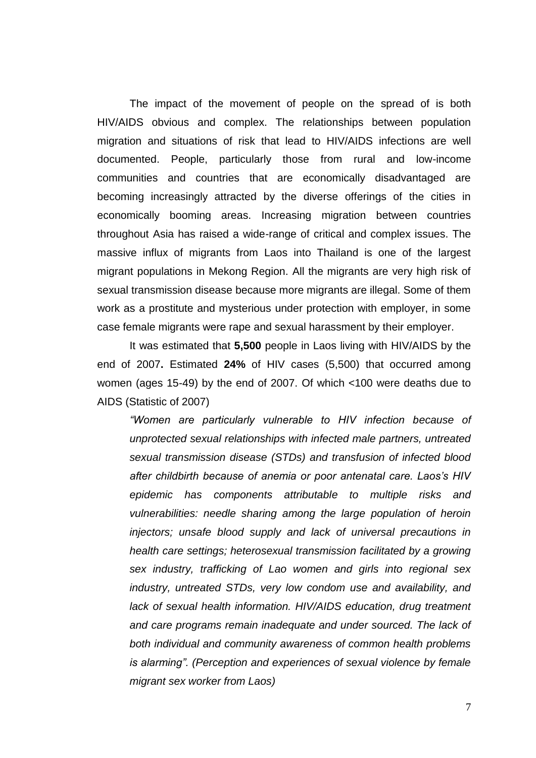The impact of the movement of people on the spread of is both HIV/AIDS obvious and complex. The relationships between population migration and situations of risk that lead to HIV/AIDS infections are well documented. People, particularly those from rural and low-income communities and countries that are economically disadvantaged are becoming increasingly attracted by the diverse offerings of the cities in economically booming areas. Increasing migration between countries throughout Asia has raised a wide-range of critical and complex issues. The massive influx of migrants from Laos into Thailand is one of the largest migrant populations in Mekong Region. All the migrants are very high risk of sexual transmission disease because more migrants are illegal. Some of them work as a prostitute and mysterious under protection with employer, in some case female migrants were rape and sexual harassment by their employer.

It was estimated that **5,500** people in Laos living with HIV/AIDS by the end of 2007**.** Estimated **24%** of HIV cases (5,500) that occurred among women (ages 15-49) by the end of 2007. Of which <100 were deaths due to AIDS (Statistic of 2007)

> *"Women are particularly vulnerable to HIV infection because of unprotected sexual relationships with infected male partners, untreated sexual transmission disease (STDs) and transfusion of infected blood after childbirth because of anemia or poor antenatal care. Laos's HIV epidemic has components attributable to multiple risks and vulnerabilities: needle sharing among the large population of heroin injectors; unsafe blood supply and lack of universal precautions in health care settings; heterosexual transmission facilitated by a growing sex industry, trafficking of Lao women and girls into regional sex industry, untreated STDs, very low condom use and availability, and lack of sexual health information. HIV/AIDS education, drug treatment and care programs remain inadequate and under sourced. The lack of both individual and community awareness of common health problems is alarming". (Perception and experiences of sexual violence by female migrant sex worker from Laos)*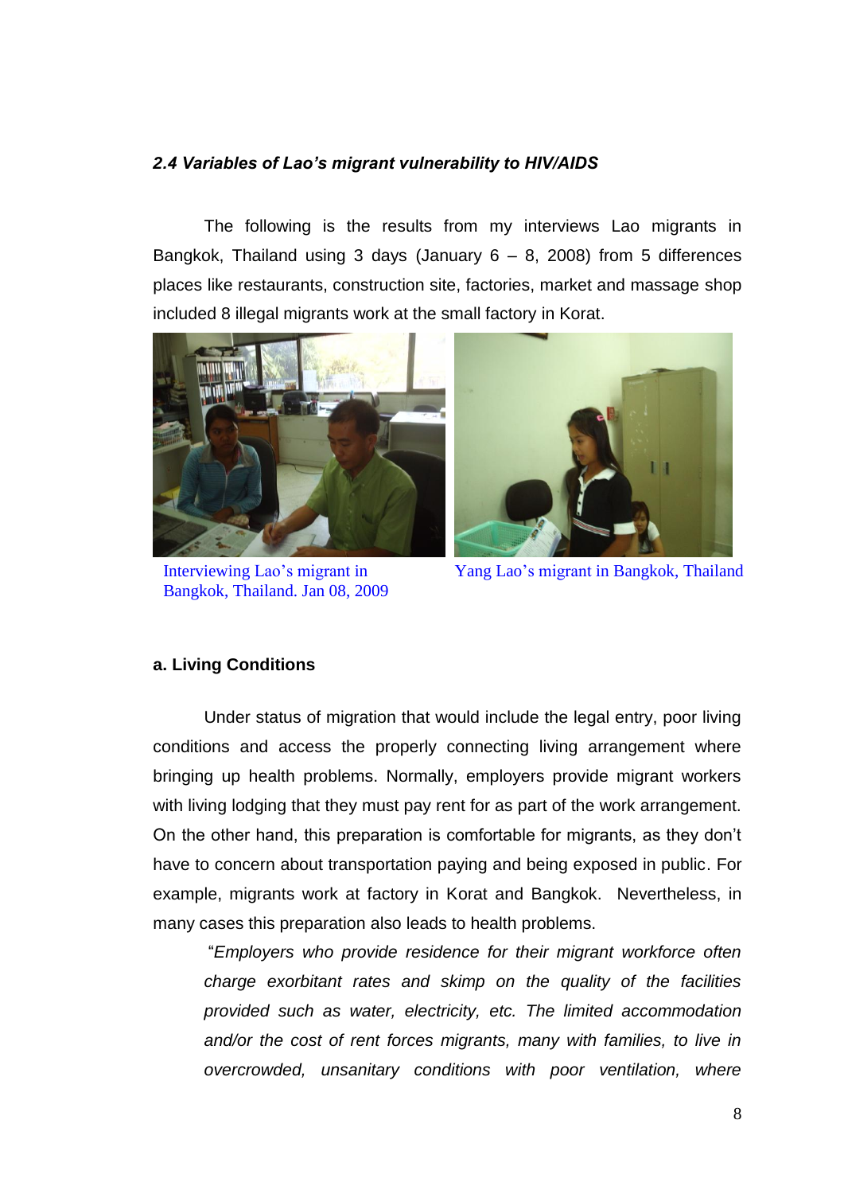### *2.4 Variables of Lao's migrant vulnerability to HIV/AIDS*

The following is the results from my interviews Lao migrants in Bangkok, Thailand using 3 days (January 6 – 8, 2008) from 5 differences places like restaurants, construction site, factories, market and massage shop included 8 illegal migrants work at the small factory in Korat.

Interviewing Lao's migrant in Bangkok, Thailand. Jan 08, 2009

Yang Lao's migrant in Bangkok, Thailand

**a. Living Conditions**

Under status of migration that would include the legal entry, poor living conditions and access the properly connecting living arrangement where bringing up health problems. Normally, employers provide migrant workers with living lodging that they must pay rent for as part of the work arrangement. On the other hand, this preparation is comfortable for migrants, as they don't have to concern about transportation paying and being exposed in public. For example, migrants work at factory in Korat and Bangkok. Nevertheless, in many cases this preparation also leads to health problems.

"*Employers who provide residence for their migrant workforce often charge exorbitant rates and skimp on the quality of the facilities provided such as water, electricity, etc. The limited accommodation and/or the cost of rent forces migrants, many with families, to live in overcrowded, unsanitary conditions with poor ventilation, where*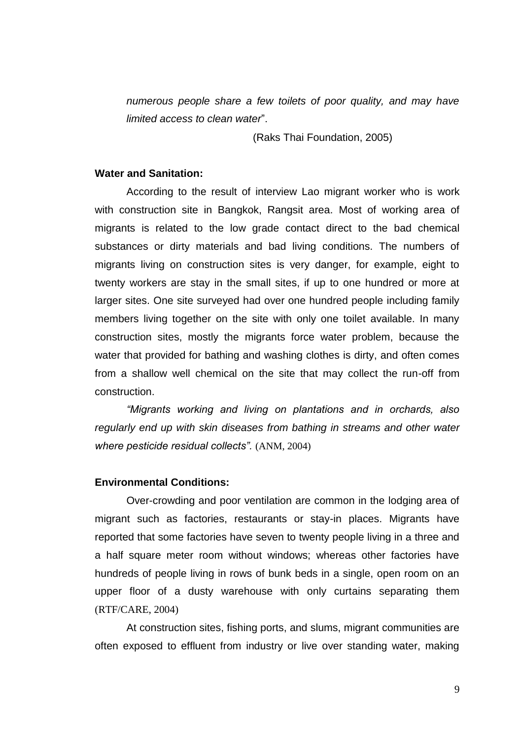*numerous people share a few toilets of poor quality, and may have limited access to clean water*".

(Raks Thai Foundation, 2005)

**Water and Sanitation:**

According to the result of interview Lao migrant worker who is work with construction site in Bangkok, Rangsit area. Most of working area of migrants is related to the low grade contact direct to the bad chemical substances or dirty materials and bad living conditions. The numbers of migrants living on construction sites is very danger, for example, eight to twenty workers are stay in the small sites, if up to one hundred or more at larger sites. One site surveyed had over one hundred people including family members living together on the site with only one toilet available. In many construction sites, mostly the migrants force water problem, because the water that provided for bathing and washing clothes is dirty, and often comes from a shallow well chemical on the site that may collect the run-off from construction.

*"Migrants working and living on plantations and in orchards, also regularly end up with skin diseases from bathing in streams and other water where pesticide residual collects".* (ANM, 2004)

**Environmental Conditions:**

Over-crowding and poor ventilation are common in the lodging area of migrant such as factories, restaurants or stay-in places. Migrants have reported that some factories have seven to twenty people living in a three and a half square meter room without windows; whereas other factories have hundreds of people living in rows of bunk beds in a single, open room on an upper floor of a dusty warehouse with only curtains separating them (RTF/CARE, 2004)

At construction sites, fishing ports, and slums, migrant communities are often exposed to effluent from industry or live over standing water, making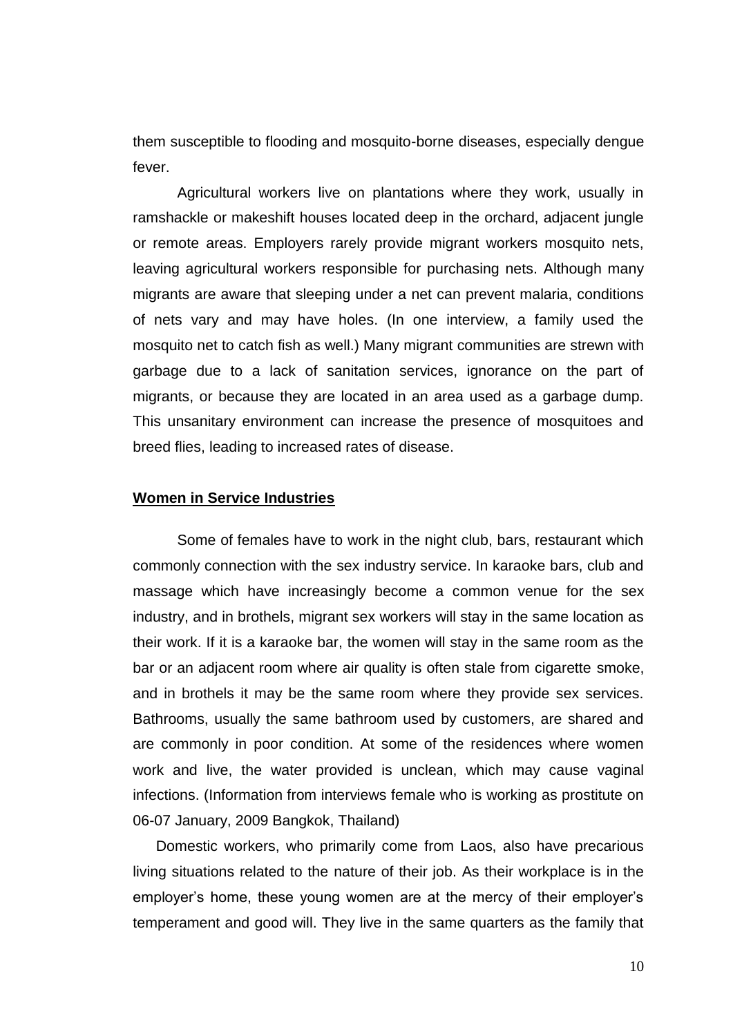them susceptible to flooding and mosquito-borne diseases, especially dengue fever.

Agricultural workers live on plantations where they work, usually in ramshackle or makeshift houses located deep in the orchard, adjacent jungle or remote areas. Employers rarely provide migrant workers mosquito nets, leaving agricultural workers responsible for purchasing nets. Although many migrants are aware that sleeping under a net can prevent malaria, conditions of nets vary and may have holes. (In one interview, a family used the mosquito net to catch fish as well.) Many migrant communities are strewn with garbage due to a lack of sanitation services, ignorance on the part of migrants, or because they are located in an area used as a garbage dump. This unsanitary environment can increase the presence of mosquitoes and breed flies, leading to increased rates of disease.

**Women in Service Industries**

Some of females have to work in the night club, bars, restaurant which commonly connection with the sex industry service. In karaoke bars, club and massage which have increasingly become a common venue for the sex industry, and in brothels, migrant sex workers will stay in the same location as their work. If it is a karaoke bar, the women will stay in the same room as the bar or an adjacent room where air quality is often stale from cigarette smoke, and in brothels it may be the same room where they provide sex services. Bathrooms, usually the same bathroom used by customers, are shared and are commonly in poor condition. At some of the residences where women work and live, the water provided is unclean, which may cause vaginal infections. (Information from interviews female who is working as prostitute on 06-07 January, 2009 Bangkok, Thailand)

Domestic workers, who primarily come from Laos, also have precarious living situations related to the nature of their job. As their workplace is in the employer's home, these young women are at the mercy of their employer's temperament and good will. They live in the same quarters as the family that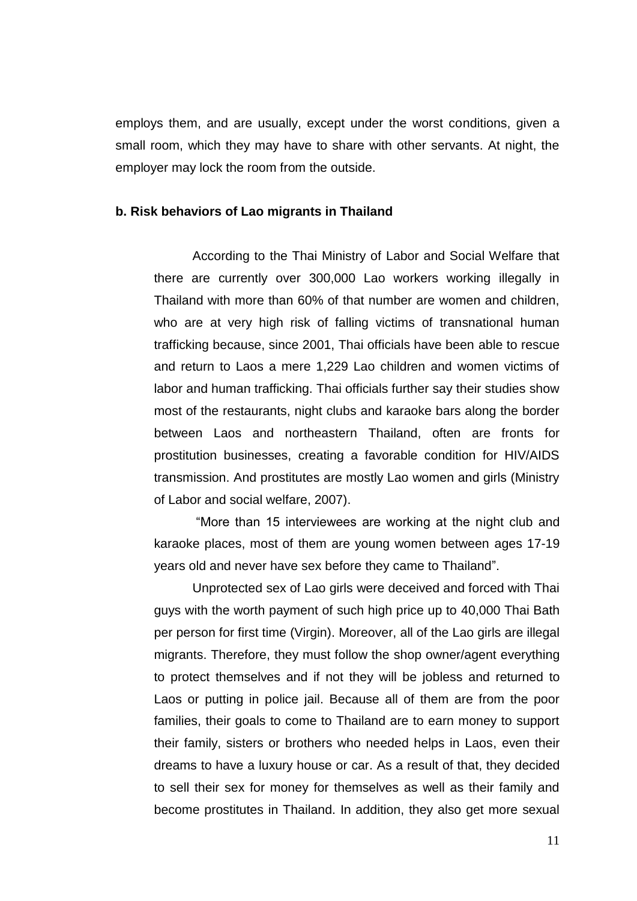employs them, and are usually, except under the worst conditions, given a small room, which they may have to share with other servants. At night, the employer may lock the room from the outside.

**b. Risk behaviors of Lao migrants in Thailand**

According to the Thai Ministry of Labor and Social Welfare that there are currently over 300,000 Lao workers working illegally in Thailand with more than 60% of that number are women and children, who are at very high risk of falling victims of transnational human trafficking because, since 2001, Thai officials have been able to rescue and return to Laos a mere 1,229 Lao children and women victims of labor and human trafficking. Thai officials further say their studies show most of the restaurants, night clubs and karaoke bars along the border between Laos and northeastern Thailand, often are fronts for prostitution businesses, creating a favorable condition for HIV/AIDS transmission. And prostitutes are mostly Lao women and girls (Ministry of Labor and social welfare, 2007).

"More than 15 interviewees are working at the night club and karaoke places, most of them are young women between ages 17-19 years old and never have sex before they came to Thailand".

Unprotected sex of Lao girls were deceived and forced with Thai guys with the worth payment of such high price up to 40,000 Thai Bath per person for first time (Virgin). Moreover, all of the Lao girls are illegal migrants. Therefore, they must follow the shop owner/agent everything to protect themselves and if not they will be jobless and returned to Laos or putting in police jail. Because all of them are from the poor families, their goals to come to Thailand are to earn money to support their family, sisters or brothers who needed helps in Laos, even their dreams to have a luxury house or car. As a result of that, they decided to sell their sex for money for themselves as well as their family and become prostitutes in Thailand. In addition, they also get more sexual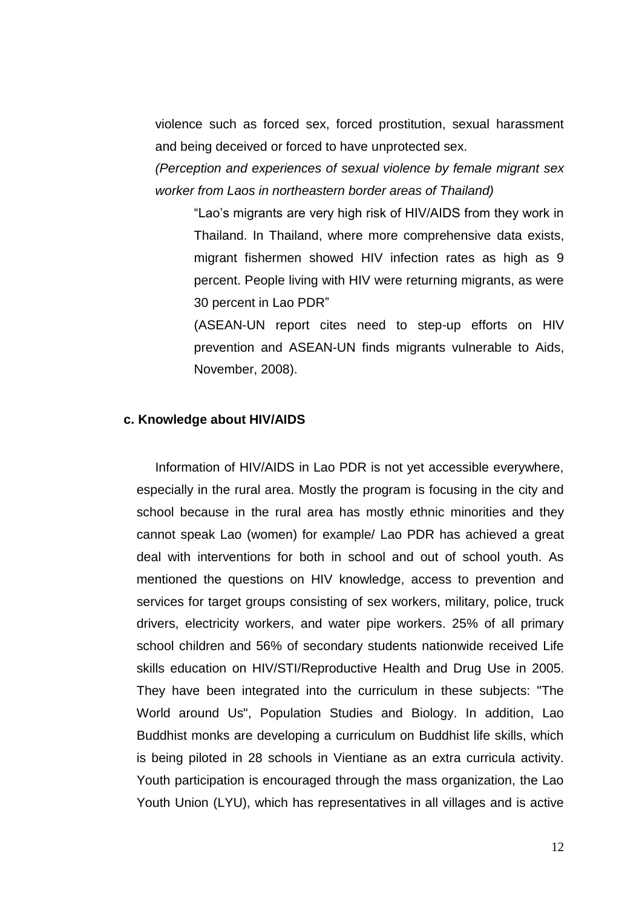violence such as forced sex, forced prostitution, sexual harassment and being deceived or forced to have unprotected sex.

*(Perception and experiences of sexual violence by female migrant sex worker from Laos in northeastern border areas of Thailand)*

> "Lao's migrants are very high risk of HIV/AIDS from they work in Thailand. In Thailand, where more comprehensive data exists, migrant fishermen showed HIV infection rates as high as 9 percent. People living with HIV were returning migrants, as were 30 percent in Lao PDR"
>
> (ASEAN-UN report cites need to step-up efforts on HIV prevention and ASEAN-UN finds migrants vulnerable to Aids, November, 2008).

**c. Knowledge about HIV/AIDS**

Information of HIV/AIDS in Lao PDR is not yet accessible everywhere, especially in the rural area. Mostly the program is focusing in the city and school because in the rural area has mostly ethnic minorities and they cannot speak Lao (women) for example/ Lao PDR has achieved a great deal with interventions for both in school and out of school youth. As mentioned the questions on HIV knowledge, access to prevention and services for target groups consisting of sex workers, military, police, truck drivers, electricity workers, and water pipe workers. 25% of all primary school children and 56% of secondary students nationwide received Life skills education on HIV/STI/Reproductive Health and Drug Use in 2005. They have been integrated into the curriculum in these subjects: "The World around Us", Population Studies and Biology. In addition, Lao Buddhist monks are developing a curriculum on Buddhist life skills, which is being piloted in 28 schools in Vientiane as an extra curricula activity. Youth participation is encouraged through the mass organization, the Lao Youth Union (LYU), which has representatives in all villages and is active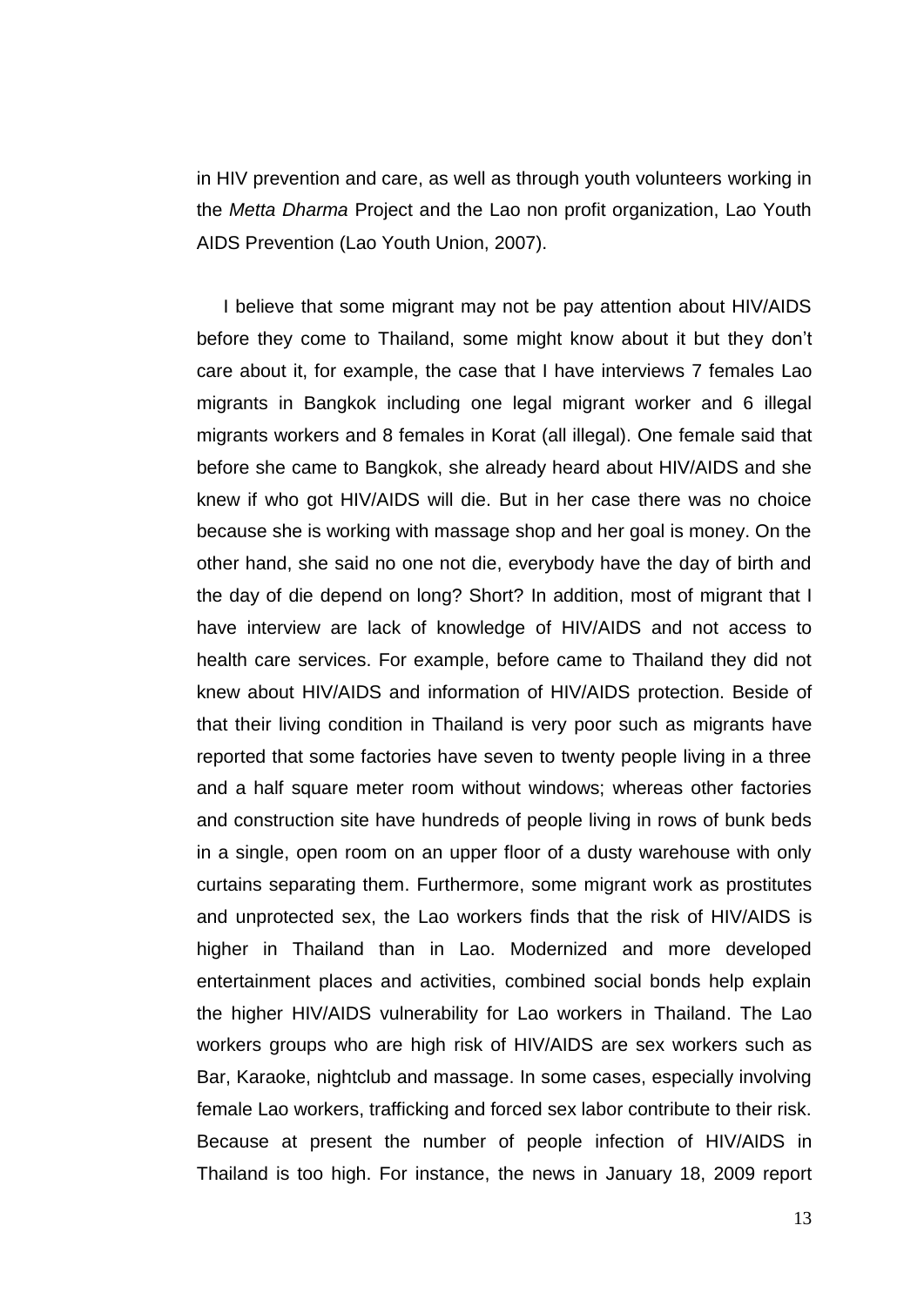in HIV prevention and care, as well as through youth volunteers working in the *Metta Dharma* Project and the Lao non profit organization, Lao Youth AIDS Prevention (Lao Youth Union, 2007).

I believe that some migrant may not be pay attention about HIV/AIDS before they come to Thailand, some might know about it but they don't care about it, for example, the case that I have interviews 7 females Lao migrants in Bangkok including one legal migrant worker and 6 illegal migrants workers and 8 females in Korat (all illegal). One female said that before she came to Bangkok, she already heard about HIV/AIDS and she knew if who got HIV/AIDS will die. But in her case there was no choice because she is working with massage shop and her goal is money. On the other hand, she said no one not die, everybody have the day of birth and the day of die depend on long? Short? In addition, most of migrant that I have interview are lack of knowledge of HIV/AIDS and not access to health care services. For example, before came to Thailand they did not knew about HIV/AIDS and information of HIV/AIDS protection. Beside of that their living condition in Thailand is very poor such as migrants have reported that some factories have seven to twenty people living in a three and a half square meter room without windows; whereas other factories and construction site have hundreds of people living in rows of bunk beds in a single, open room on an upper floor of a dusty warehouse with only curtains separating them. Furthermore, some migrant work as prostitutes and unprotected sex, the Lao workers finds that the risk of HIV/AIDS is higher in Thailand than in Lao. Modernized and more developed entertainment places and activities, combined social bonds help explain the higher HIV/AIDS vulnerability for Lao workers in Thailand. The Lao workers groups who are high risk of HIV/AIDS are sex workers such as Bar, Karaoke, nightclub and massage. In some cases, especially involving female Lao workers, trafficking and forced sex labor contribute to their risk. Because at present the number of people infection of HIV/AIDS in Thailand is too high. For instance, the news in January 18, 2009 report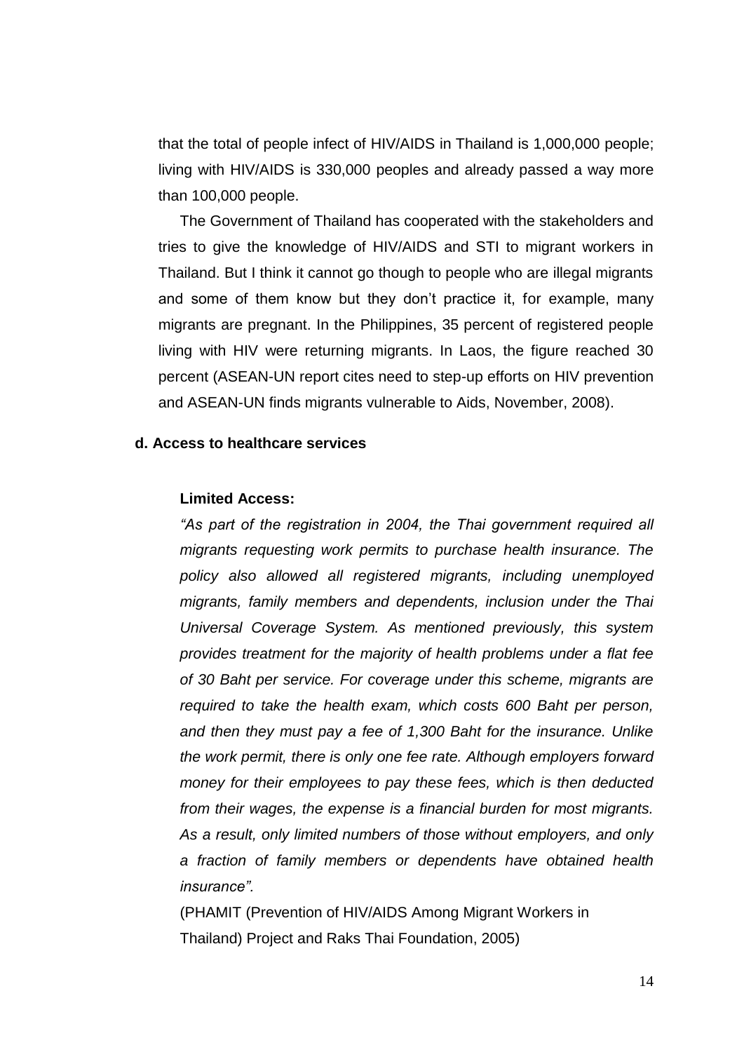that the total of people infect of HIV/AIDS in Thailand is 1,000,000 people; living with HIV/AIDS is 330,000 peoples and already passed a way more than 100,000 people.

The Government of Thailand has cooperated with the stakeholders and tries to give the knowledge of HIV/AIDS and STI to migrant workers in Thailand. But I think it cannot go though to people who are illegal migrants and some of them know but they don't practice it, for example, many migrants are pregnant. In the Philippines, 35 percent of registered people living with HIV were returning migrants. In Laos, the figure reached 30 percent (ASEAN-UN report cites need to step-up efforts on HIV prevention and ASEAN-UN finds migrants vulnerable to Aids, November, 2008).

### d. Access to healthcare services

**Limited Access:**

*"As part of the registration in 2004, the Thai government required all migrants requesting work permits to purchase health insurance. The policy also allowed all registered migrants, including unemployed migrants, family members and dependents, inclusion under the Thai Universal Coverage System. As mentioned previously, this system provides treatment for the majority of health problems under a flat fee of 30 Baht per service. For coverage under this scheme, migrants are required to take the health exam, which costs 600 Baht per person, and then they must pay a fee of 1,300 Baht for the insurance. Unlike the work permit, there is only one fee rate. Although employers forward money for their employees to pay these fees, which is then deducted from their wages, the expense is a financial burden for most migrants. As a result, only limited numbers of those without employers, and only a fraction of family members or dependents have obtained health insurance".*

(PHAMIT (Prevention of HIV/AIDS Among Migrant Workers in Thailand) Project and Raks Thai Foundation, 2005)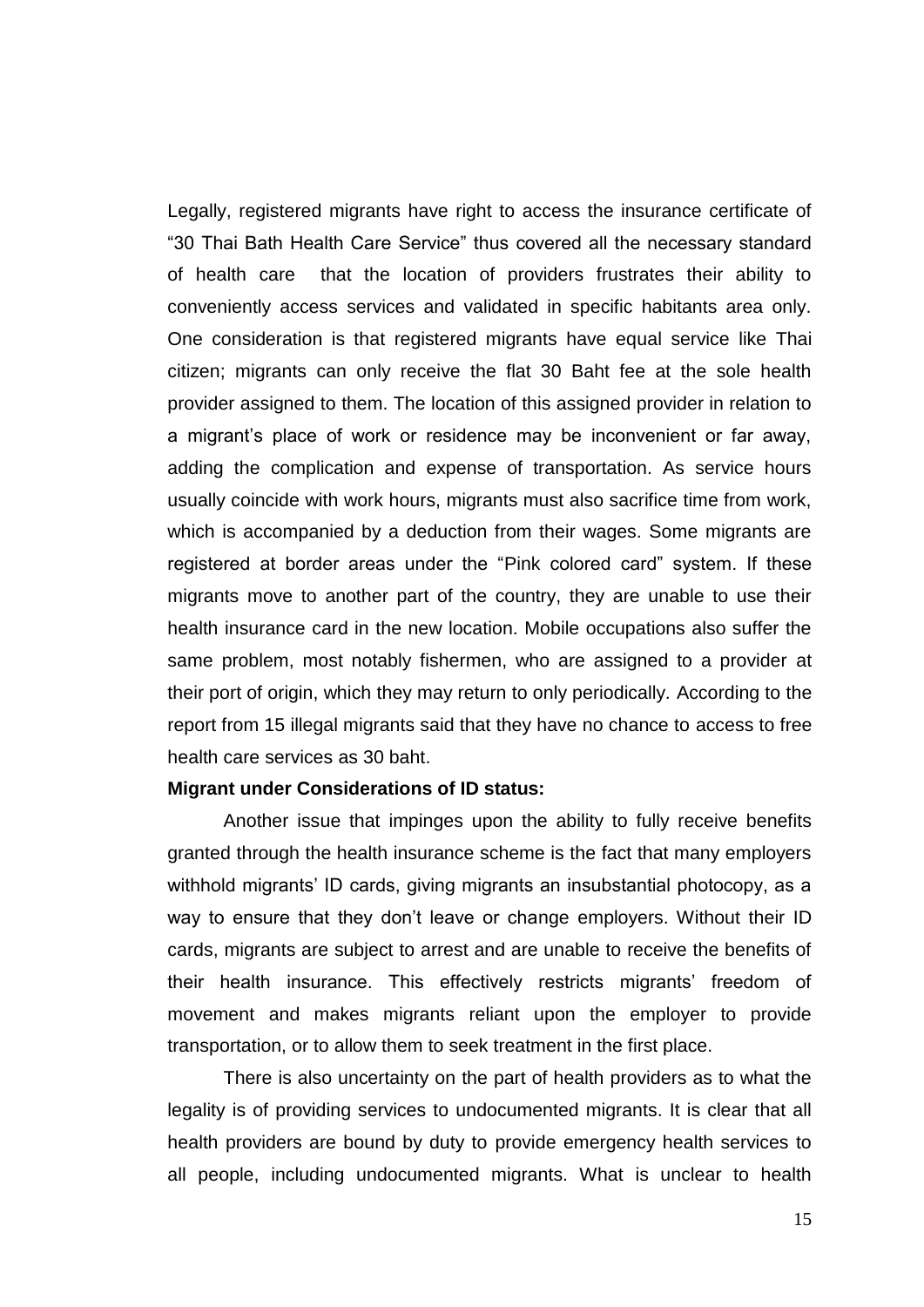Legally, registered migrants have right to access the insurance certificate of "30 Thai Bath Health Care Service" thus covered all the necessary standard of health care that the location of providers frustrates their ability to conveniently access services and validated in specific habitants area only. One consideration is that registered migrants have equal service like Thai citizen; migrants can only receive the flat 30 Baht fee at the sole health provider assigned to them. The location of this assigned provider in relation to a migrant's place of work or residence may be inconvenient or far away, adding the complication and expense of transportation. As service hours usually coincide with work hours, migrants must also sacrifice time from work, which is accompanied by a deduction from their wages. Some migrants are registered at border areas under the "Pink colored card" system. If these migrants move to another part of the country, they are unable to use their health insurance card in the new location. Mobile occupations also suffer the same problem, most notably fishermen, who are assigned to a provider at their port of origin, which they may return to only periodically. According to the report from 15 illegal migrants said that they have no chance to access to free health care services as 30 baht.

**Migrant under Considerations of ID status:**

Another issue that impinges upon the ability to fully receive benefits granted through the health insurance scheme is the fact that many employers withhold migrants' ID cards, giving migrants an insubstantial photocopy, as a way to ensure that they don't leave or change employers. Without their ID cards, migrants are subject to arrest and are unable to receive the benefits of their health insurance. This effectively restricts migrants' freedom of movement and makes migrants reliant upon the employer to provide transportation, or to allow them to seek treatment in the first place.

There is also uncertainty on the part of health providers as to what the legality is of providing services to undocumented migrants. It is clear that all health providers are bound by duty to provide emergency health services to all people, including undocumented migrants. What is unclear to health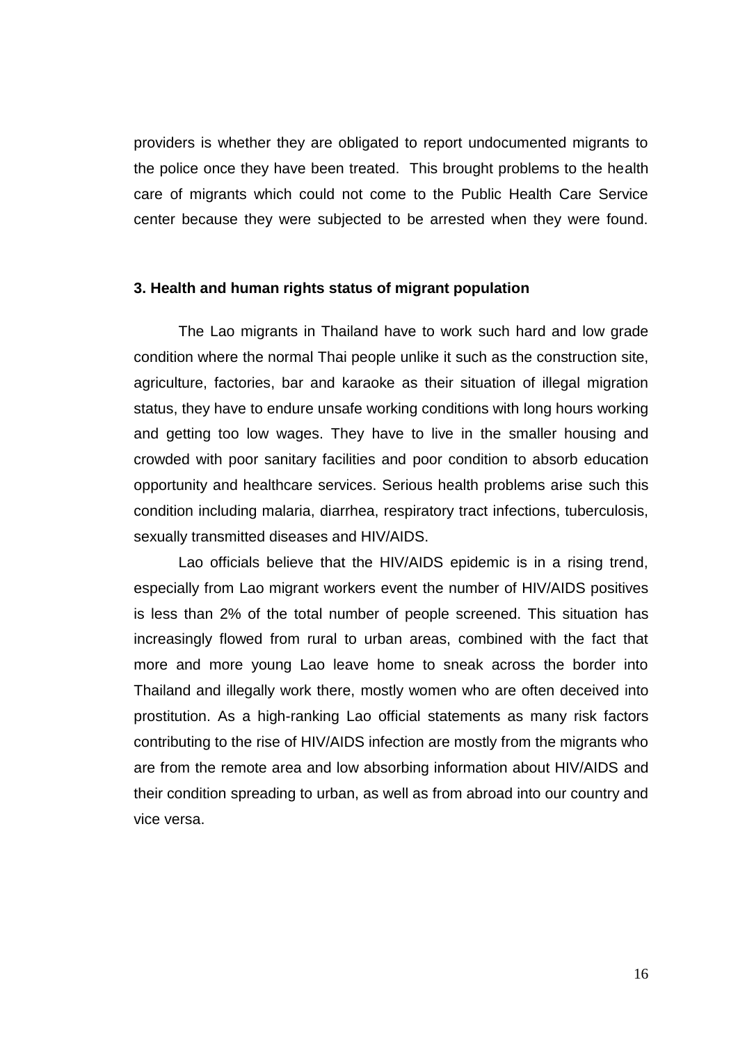providers is whether they are obligated to report undocumented migrants to the police once they have been treated. This brought problems to the health care of migrants which could not come to the Public Health Care Service center because they were subjected to be arrested when they were found.

### 3. Health and human rights status of migrant population

The Lao migrants in Thailand have to work such hard and low grade condition where the normal Thai people unlike it such as the construction site, agriculture, factories, bar and karaoke as their situation of illegal migration status, they have to endure unsafe working conditions with long hours working and getting too low wages. They have to live in the smaller housing and crowded with poor sanitary facilities and poor condition to absorb education opportunity and healthcare services. Serious health problems arise such this condition including malaria, diarrhea, respiratory tract infections, tuberculosis, sexually transmitted diseases and HIV/AIDS.

Lao officials believe that the HIV/AIDS epidemic is in a rising trend, especially from Lao migrant workers event the number of HIV/AIDS positives is less than 2% of the total number of people screened. This situation has increasingly flowed from rural to urban areas, combined with the fact that more and more young Lao leave home to sneak across the border into Thailand and illegally work there, mostly women who are often deceived into prostitution. As a high-ranking Lao official statements as many risk factors contributing to the rise of HIV/AIDS infection are mostly from the migrants who are from the remote area and low absorbing information about HIV/AIDS and their condition spreading to urban, as well as from abroad into our country and vice versa.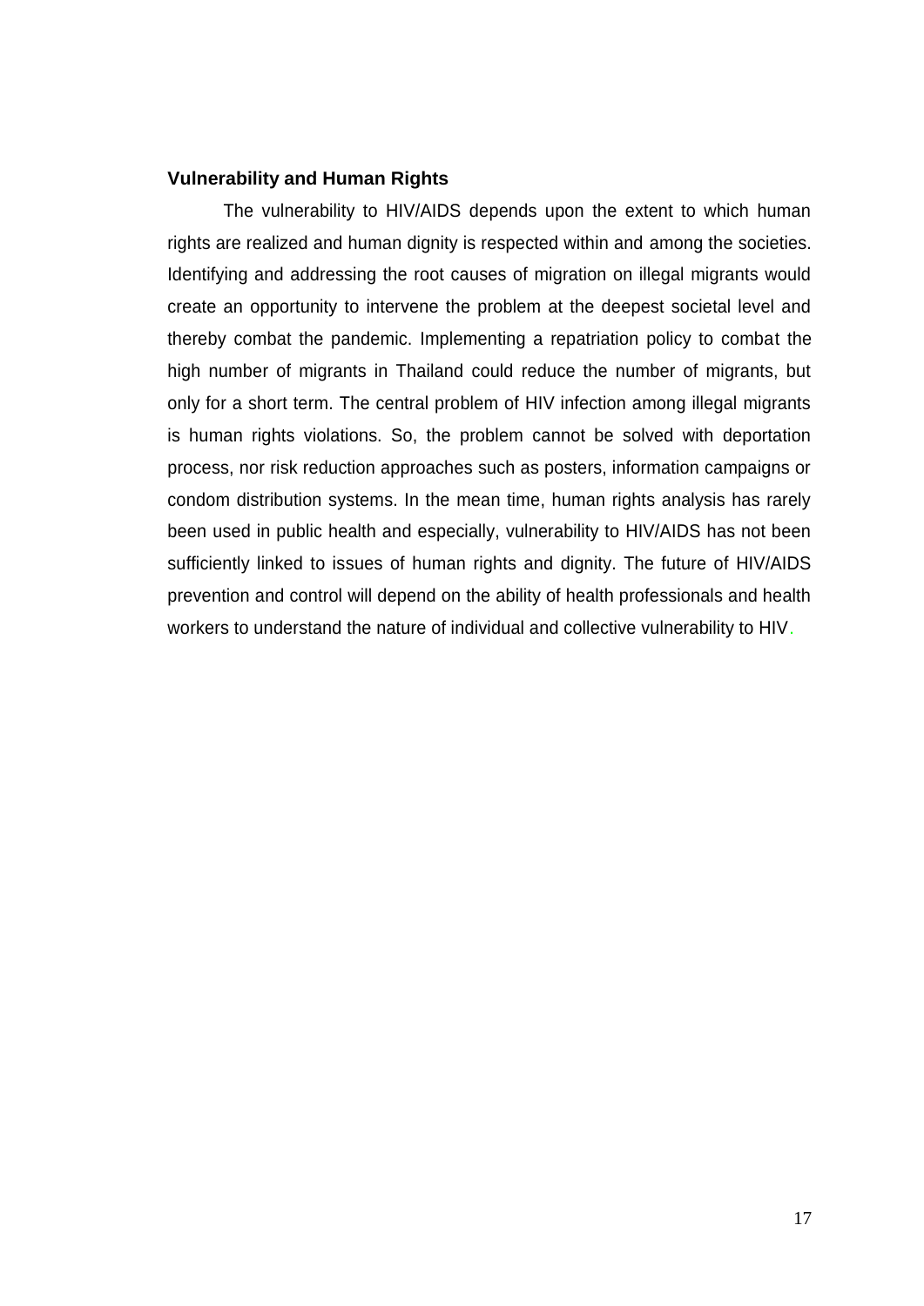### Vulnerability and Human Rights

The vulnerability to HIV/AIDS depends upon the extent to which human rights are realized and human dignity is respected within and among the societies. Identifying and addressing the root causes of migration on illegal migrants would create an opportunity to intervene the problem at the deepest societal level and thereby combat the pandemic. Implementing a repatriation policy to combat the high number of migrants in Thailand could reduce the number of migrants, but only for a short term. The central problem of HIV infection among illegal migrants is human rights violations. So, the problem cannot be solved with deportation process, nor risk reduction approaches such as posters, information campaigns or condom distribution systems. In the mean time, human rights analysis has rarely been used in public health and especially, vulnerability to HIV/AIDS has not been sufficiently linked to issues of human rights and dignity. The future of HIV/AIDS prevention and control will depend on the ability of health professionals and health workers to understand the nature of individual and collective vulnerability to HIV.